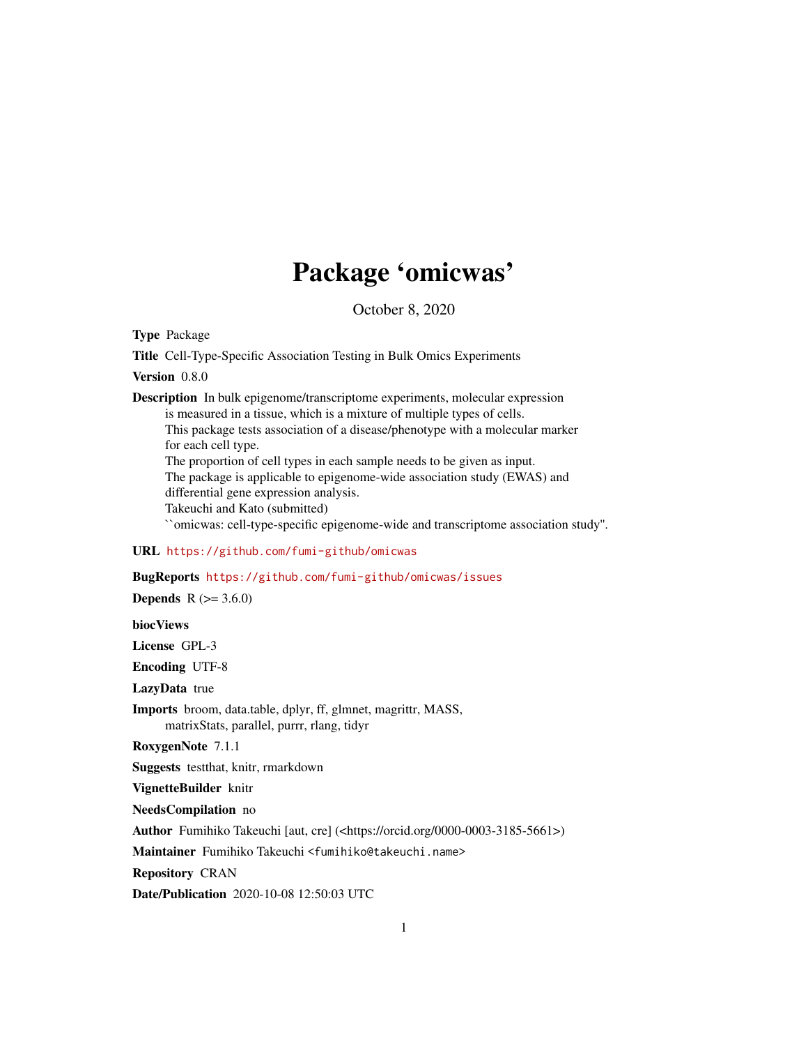# Package 'omicwas'

October 8, 2020

**Type** Package

**Title** Cell-Type-Specific Association Testing in Bulk Omics Experiments

**Version** 0.8.0

**Description** In bulk epigenome/transcriptome experiments, molecular expression is measured in a tissue, which is a mixture of multiple types of cells. This package tests association of a disease/phenotype with a molecular marker for each cell type. The proportion of cell types in each sample needs to be given as input. The package is applicable to epigenome-wide association study (EWAS) and differential gene expression analysis. Takeuchi and Kato (submitted) ``omicwas: cell-type-specific epigenome-wide and transcriptome association study''.

**URL** https://github.com/fumi-github/omicwas

**BugReports** https://github.com/fumi-github/omicwas/issues

**Depends** R (>= 3.6.0)

**biocViews**

**License** GPL-3

**Encoding** UTF-8

**LazyData** true

**Imports** broom, data.table, dplyr, ff, glmnet, magrittr, MASS, matrixStats, parallel, purrr, rlang, tidyr

**RoxygenNote** 7.1.1

**Suggests** testthat, knitr, rmarkdown

**VignetteBuilder** knitr

**NeedsCompilation** no

**Author** Fumihiko Takeuchi [aut, cre] (<https://orcid.org/0000-0003-3185-5661>)

**Maintainer** Fumihiko Takeuchi <fumihiko@takeuchi.name>

**Repository** CRAN

**Date/Publication** 2020-10-08 12:50:03 UTC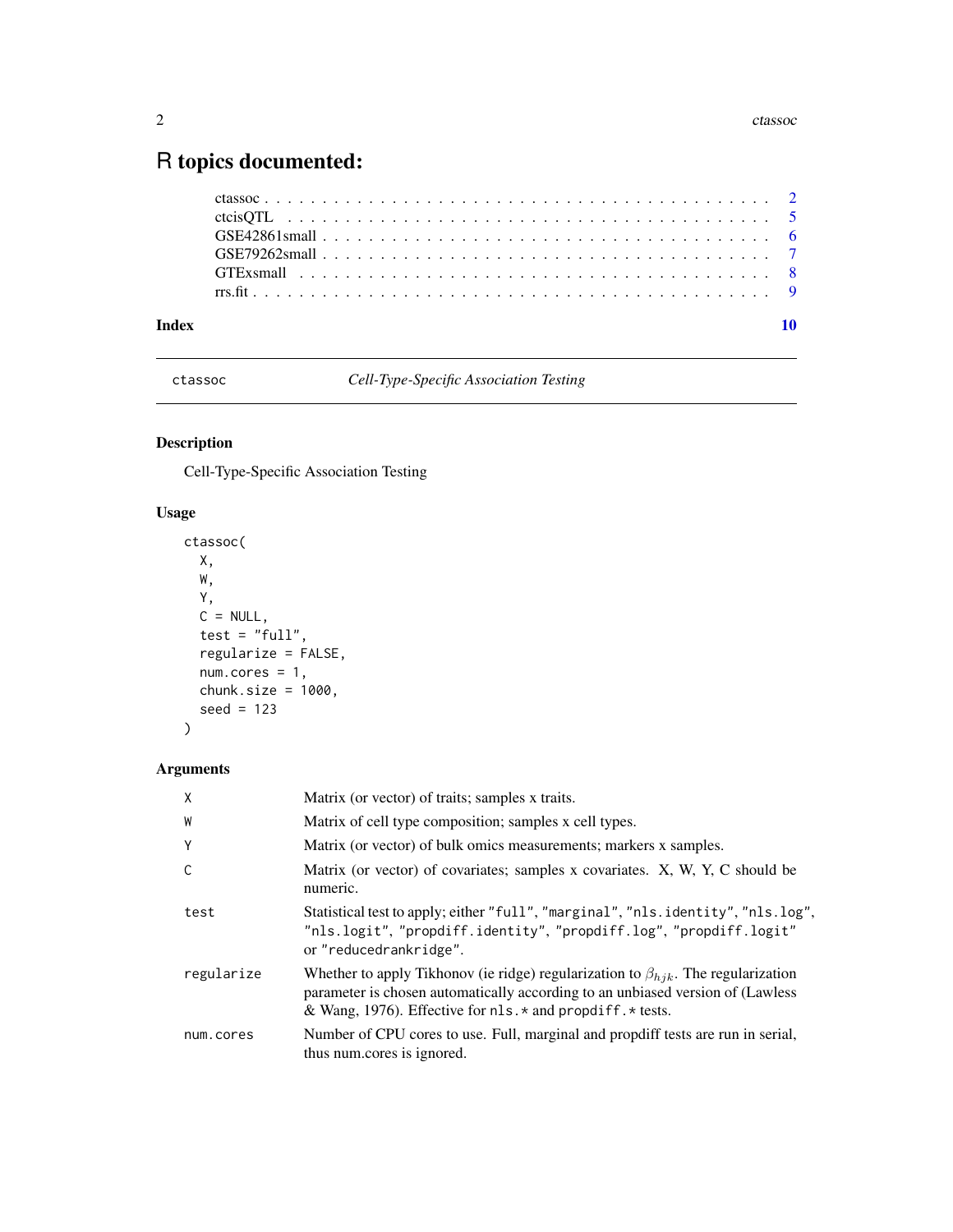# R topics documented:

| | |
|---|---|
| ctassoc | 2 |
| ctcisQTL | 5 |
| GSE42861small | 6 |
| GSE79262small | 7 |
| GTExsmall | 8 |
| rrs.fit | 9 |
| **Index** | **10** |

---

## ctassoc — *Cell-Type-Specific Association Testing*

---

### Description

Cell-Type-Specific Association Testing

### Usage

```
ctassoc(
  X,
  W,
  Y,
  C = NULL,
  test = "full",
  regularize = FALSE,
  num.cores = 1,
  chunk.size = 1000,
  seed = 123
)
```

### Arguments

| | |
|---|---|
| `X` | Matrix (or vector) of traits; samples x traits. |
| `W` | Matrix of cell type composition; samples x cell types. |
| `Y` | Matrix (or vector) of bulk omics measurements; markers x samples. |
| `C` | Matrix (or vector) of covariates; samples x covariates. X, W, Y, C should be numeric. |
| `test` | Statistical test to apply; either `"full"`, `"marginal"`, `"nls.identity"`, `"nls.log"`, `"nls.logit"`, `"propdiff.identity"`, `"propdiff.log"`, `"propdiff.logit"` or `"reducedrankridge"`. |
| `regularize` | Whether to apply Tikhonov (ie ridge) regularization to $\beta_{hjk}$. The regularization parameter is chosen automatically according to an unbiased version of (Lawless & Wang, 1976). Effective for `nls.*` and `propdiff.*` tests. |
| `num.cores` | Number of CPU cores to use. Full, marginal and propdiff tests are run in serial, thus num.cores is ignored. |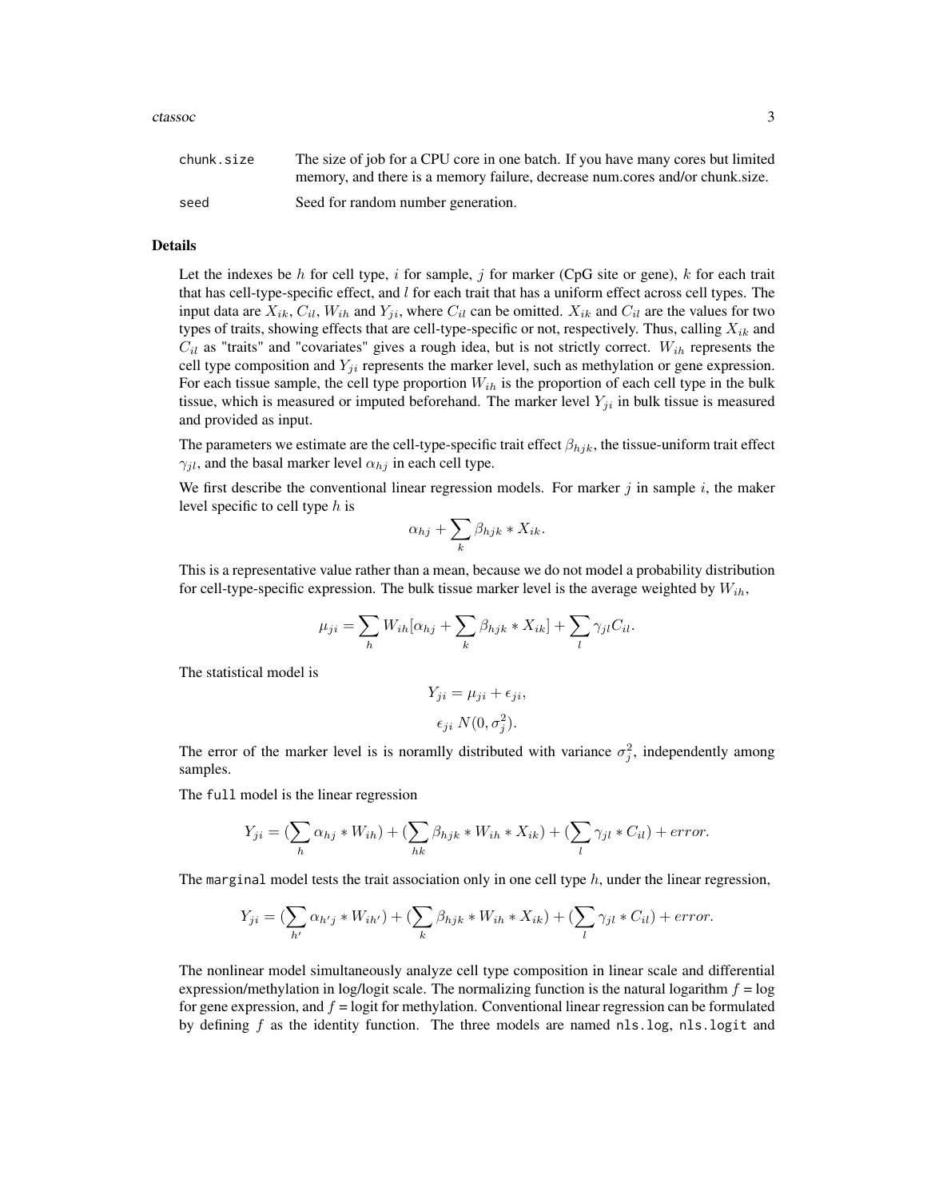| | |
|---|---|
| chunk.size | The size of job for a CPU core in one batch. If you have many cores but limited memory, and there is a memory failure, decrease num.cores and/or chunk.size. |
| seed | Seed for random number generation. |

## Details

Let the indexes be $h$ for cell type, $i$ for sample, $j$ for marker (CpG site or gene), $k$ for each trait that has cell-type-specific effect, and $l$ for each trait that has a uniform effect across cell types. The input data are $X_{ik}$, $C_{il}$, $W_{ih}$ and $Y_{ji}$, where $C_{il}$ can be omitted. $X_{ik}$ and $C_{il}$ are the values for two types of traits, showing effects that are cell-type-specific or not, respectively. Thus, calling $X_{ik}$ and $C_{il}$ as "traits" and "covariates" gives a rough idea, but is not strictly correct. $W_{ih}$ represents the cell type composition and $Y_{ji}$ represents the marker level, such as methylation or gene expression. For each tissue sample, the cell type proportion $W_{ih}$ is the proportion of each cell type in the bulk tissue, which is measured or imputed beforehand. The marker level $Y_{ji}$ in bulk tissue is measured and provided as input.

The parameters we estimate are the cell-type-specific trait effect $\beta_{hjk}$, the tissue-uniform trait effect $\gamma_{jl}$, and the basal marker level $\alpha_{hj}$ in each cell type.

We first describe the conventional linear regression models. For marker $j$ in sample $i$, the maker level specific to cell type $h$ is

$$\alpha_{hj} + \sum_k \beta_{hjk} * X_{ik}.$$

This is a representative value rather than a mean, because we do not model a probability distribution for cell-type-specific expression. The bulk tissue marker level is the average weighted by $W_{ih}$,

$$\mu_{ji} = \sum_h W_{ih}[\alpha_{hj} + \sum_k \beta_{hjk} * X_{ik}] + \sum_l \gamma_{jl} C_{il}.$$

The statistical model is

$$Y_{ji} = \mu_{ji} + \epsilon_{ji},$$

$$\epsilon_{ji}\ N(0, \sigma_j^2).$$

The error of the marker level is is noramlly distributed with variance $\sigma_j^2$, independently among samples.

The `full` model is the linear regression

$$Y_{ji} = (\sum_h \alpha_{hj} * W_{ih}) + (\sum_{hk} \beta_{hjk} * W_{ih} * X_{ik}) + (\sum_l \gamma_{jl} * C_{il}) + error.$$

The `marginal` model tests the trait association only in one cell type $h$, under the linear regression,

$$Y_{ji} = (\sum_{h'} \alpha_{h'j} * W_{ih'}) + (\sum_k \beta_{hjk} * W_{ih} * X_{ik}) + (\sum_l \gamma_{jl} * C_{il}) + error.$$

The nonlinear model simultaneously analyze cell type composition in linear scale and differential expression/methylation in log/logit scale. The normalizing function is the natural logarithm $f = \log$ for gene expression, and $f = \text{logit}$ for methylation. Conventional linear regression can be formulated by defining $f$ as the identity function. The three models are named `nls.log`, `nls.logit` and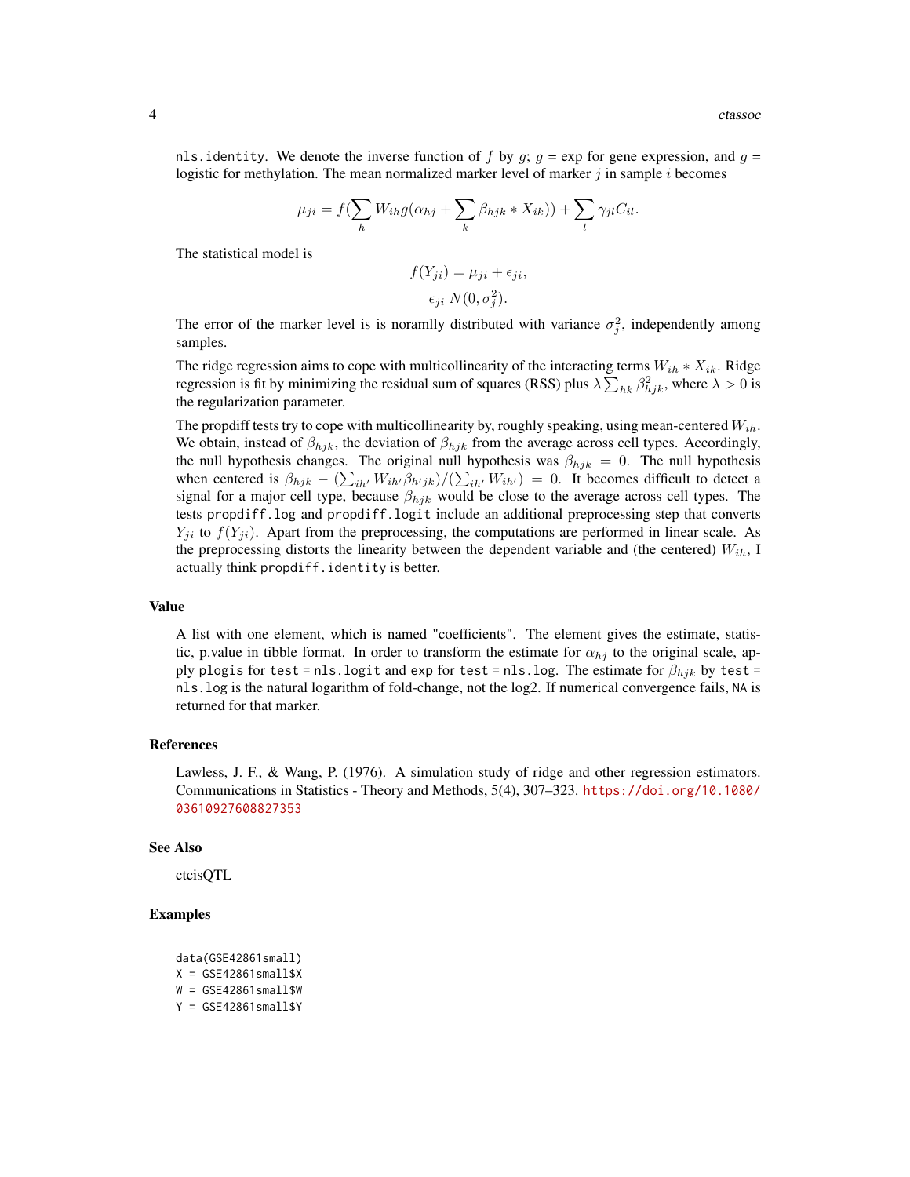`nls.identity`. We denote the inverse function of $f$ by $g$; $g$ = exp for gene expression, and $g$ = logistic for methylation. The mean normalized marker level of marker $j$ in sample $i$ becomes

$$\mu_{ji} = f(\sum_h W_{ih} g(\alpha_{hj} + \sum_k \beta_{hjk} * X_{ik})) + \sum_l \gamma_{jl} C_{il}.$$

The statistical model is

$$f(Y_{ji}) = \mu_{ji} + \epsilon_{ji},$$

$$\epsilon_{ji}\ N(0, \sigma_j^2).$$

The error of the marker level is is noramlly distributed with variance $\sigma_j^2$, independently among samples.

The ridge regression aims to cope with multicollinearity of the interacting terms $W_{ih} * X_{ik}$. Ridge regression is fit by minimizing the residual sum of squares (RSS) plus $\lambda \sum_{hk} \beta_{hjk}^2$, where $\lambda > 0$ is the regularization parameter.

The propdiff tests try to cope with multicollinearity by, roughly speaking, using mean-centered $W_{ih}$. We obtain, instead of $\beta_{hjk}$, the deviation of $\beta_{hjk}$ from the average across cell types. Accordingly, the null hypothesis changes. The original null hypothesis was $\beta_{hjk} = 0$. The null hypothesis when centered is $\beta_{hjk} - (\sum_{ih'} W_{ih'} \beta_{h'jk})/(\sum_{ih'} W_{ih'}) = 0$. It becomes difficult to detect a signal for a major cell type, because $\beta_{hjk}$ would be close to the average across cell types. The tests `propdiff.log` and `propdiff.logit` include an additional preprocessing step that converts $Y_{ji}$ to $f(Y_{ji})$. Apart from the preprocessing, the computations are performed in linear scale. As the preprocessing distorts the linearity between the dependent variable and (the centered) $W_{ih}$, I actually think `propdiff.identity` is better.

## Value

A list with one element, which is named "coefficients". The element gives the estimate, statistic, p.value in tibble format. In order to transform the estimate for $\alpha_{hj}$ to the original scale, apply `plogis` for `test = nls.logit` and `exp` for `test = nls.log`. The estimate for $\beta_{hjk}$ by `test = nls.log` is the natural logarithm of fold-change, not the log2. If numerical convergence fails, `NA` is returned for that marker.

## References

Lawless, J. F., & Wang, P. (1976). A simulation study of ridge and other regression estimators. Communications in Statistics - Theory and Methods, 5(4), 307–323. https://doi.org/10.1080/03610927608827353

## See Also

ctcisQTL

## Examples

```
data(GSE42861small)
X = GSE42861small$X
W = GSE42861small$W
Y = GSE42861small$Y
```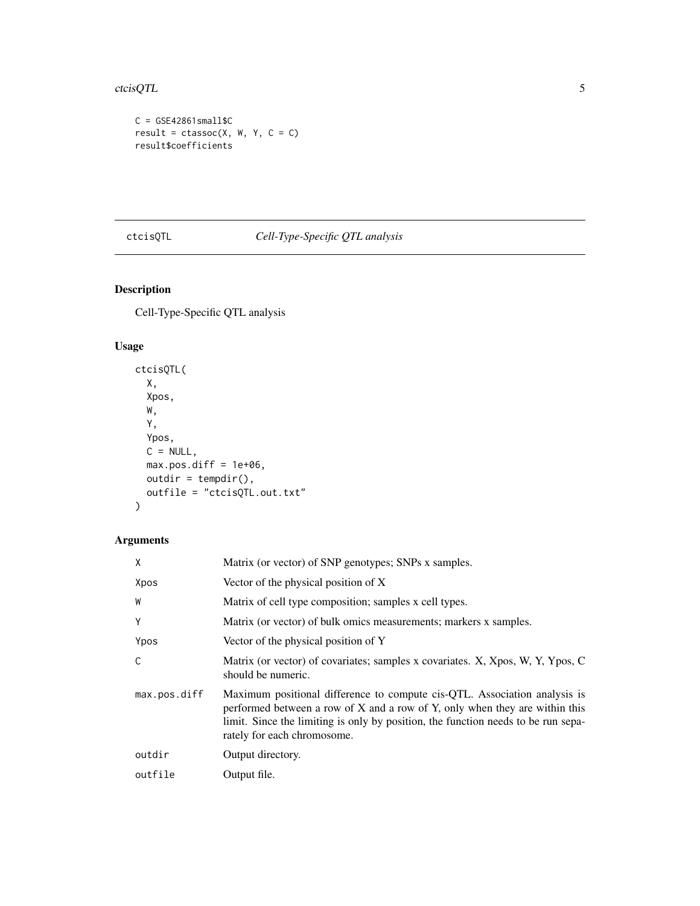```
C = GSE42861small$C
result = ctassoc(X, W, Y, C = C)
result$coefficients
```

## ctcisQTL — *Cell-Type-Specific QTL analysis*

### Description

Cell-Type-Specific QTL analysis

### Usage

```
ctcisQTL(
  X,
  Xpos,
  W,
  Y,
  Ypos,
  C = NULL,
  max.pos.diff = 1e+06,
  outdir = tempdir(),
  outfile = "ctcisQTL.out.txt"
)
```

### Arguments

| | |
|---|---|
| X | Matrix (or vector) of SNP genotypes; SNPs x samples. |
| Xpos | Vector of the physical position of X |
| W | Matrix of cell type composition; samples x cell types. |
| Y | Matrix (or vector) of bulk omics measurements; markers x samples. |
| Ypos | Vector of the physical position of Y |
| C | Matrix (or vector) of covariates; samples x covariates. X, Xpos, W, Y, Ypos, C should be numeric. |
| max.pos.diff | Maximum positional difference to compute cis-QTL. Association analysis is performed between a row of X and a row of Y, only when they are within this limit. Since the limiting is only by position, the function needs to be run separately for each chromosome. |
| outdir | Output directory. |
| outfile | Output file. |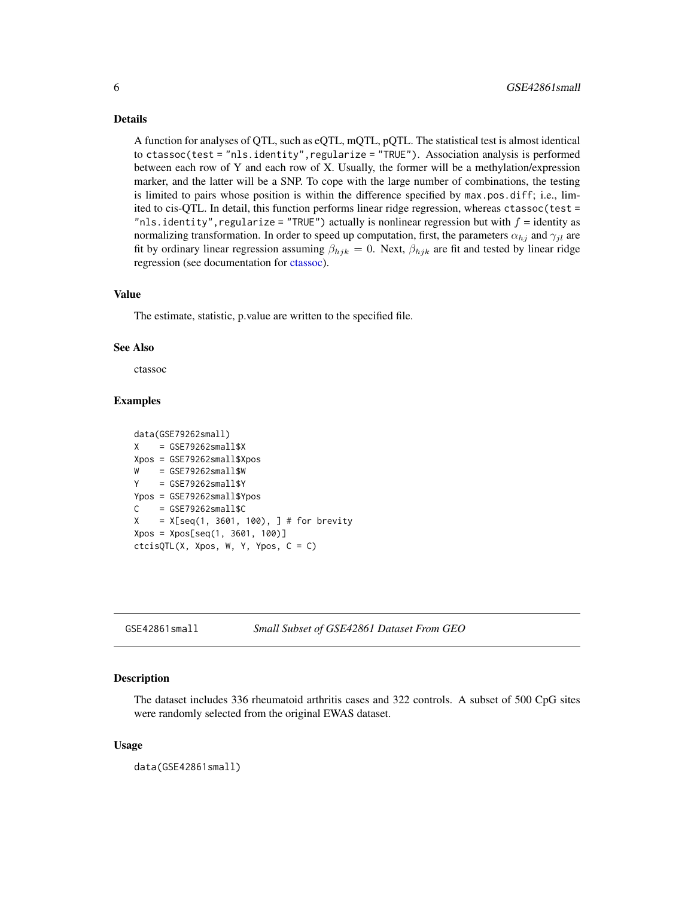## Details

A function for analyses of QTL, such as eQTL, mQTL, pQTL. The statistical test is almost identical to `ctassoc(test = "nls.identity",regularize = "TRUE")`. Association analysis is performed between each row of Y and each row of X. Usually, the former will be a methylation/expression marker, and the latter will be a SNP. To cope with the large number of combinations, the testing is limited to pairs whose position is within the difference specified by `max.pos.diff`; i.e., limited to cis-QTL. In detail, this function performs linear ridge regression, whereas `ctassoc(test = "nls.identity",regularize = "TRUE")` actually is nonlinear regression but with $f$ = identity as normalizing transformation. In order to speed up computation, first, the parameters $\alpha_{hj}$ and $\gamma_{jl}$ are fit by ordinary linear regression assuming $\beta_{hjk} = 0$. Next, $\beta_{hjk}$ are fit and tested by linear ridge regression (see documentation for ctassoc).

## Value

The estimate, statistic, p.value are written to the specified file.

## See Also

ctassoc

## Examples

```
data(GSE79262small)
X    = GSE79262small$X
Xpos = GSE79262small$Xpos
W    = GSE79262small$W
Y    = GSE79262small$Y
Ypos = GSE79262small$Ypos
C    = GSE79262small$C
X    = X[seq(1, 3601, 100), ] # for brevity
Xpos = Xpos[seq(1, 3601, 100)]
ctcisQTL(X, Xpos, W, Y, Ypos, C = C)
```

---

# GSE42861small — *Small Subset of GSE42861 Dataset From GEO*

## Description

The dataset includes 336 rheumatoid arthritis cases and 322 controls. A subset of 500 CpG sites were randomly selected from the original EWAS dataset.

## Usage

```
data(GSE42861small)
```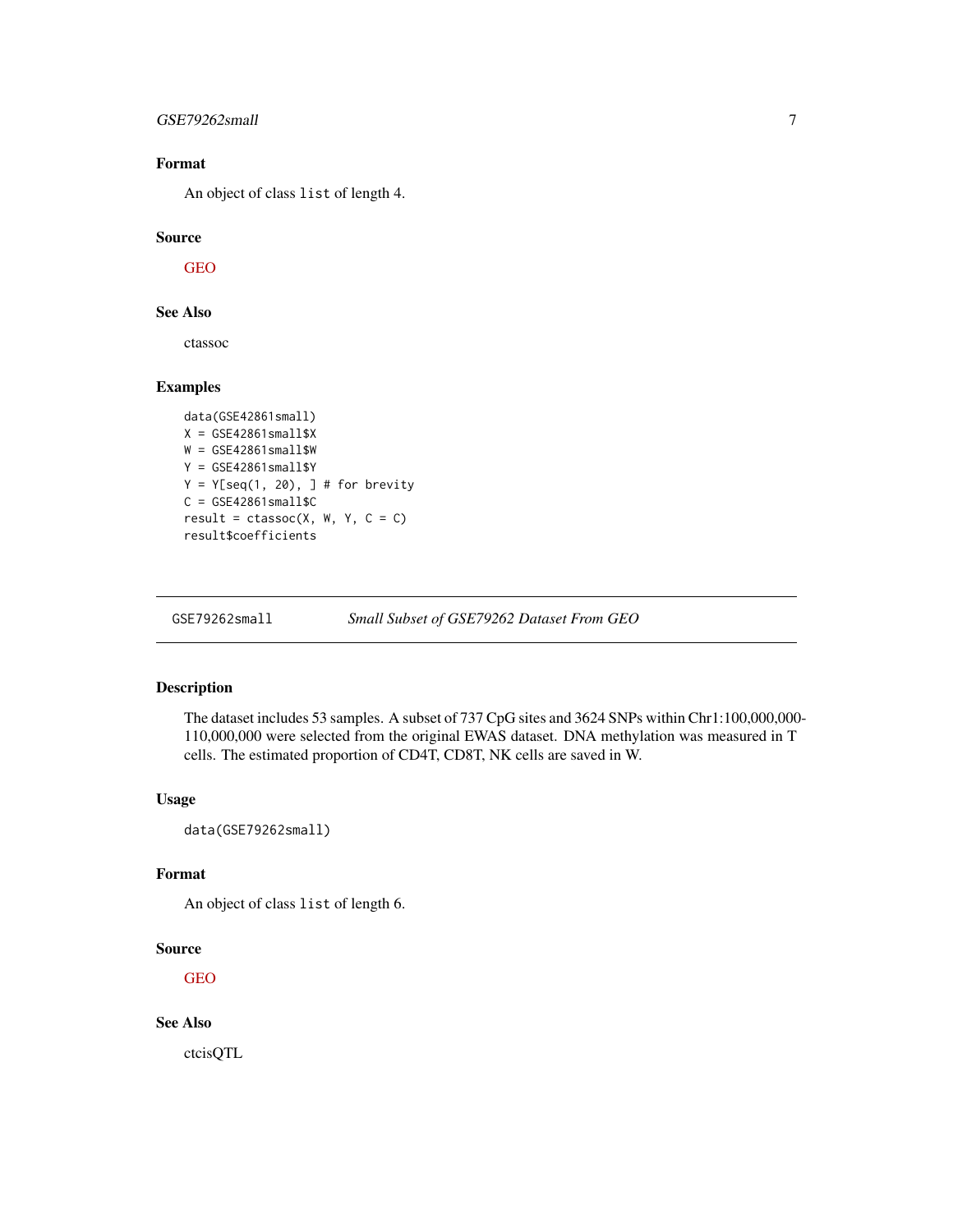### Format

An object of class `list` of length 4.

### Source

GEO

### See Also

ctassoc

### Examples

```
data(GSE42861small)
X = GSE42861small$X
W = GSE42861small$W
Y = GSE42861small$Y
Y = Y[seq(1, 20), ] # for brevity
C = GSE42861small$C
result = ctassoc(X, W, Y, C = C)
result$coefficients
```

---

## GSE79262small — *Small Subset of GSE79262 Dataset From GEO*

---

### Description

The dataset includes 53 samples. A subset of 737 CpG sites and 3624 SNPs within Chr1:100,000,000-110,000,000 were selected from the original EWAS dataset. DNA methylation was measured in T cells. The estimated proportion of CD4T, CD8T, NK cells are saved in W.

### Usage

```
data(GSE79262small)
```

### Format

An object of class `list` of length 6.

### Source

GEO

### See Also

ctcisQTL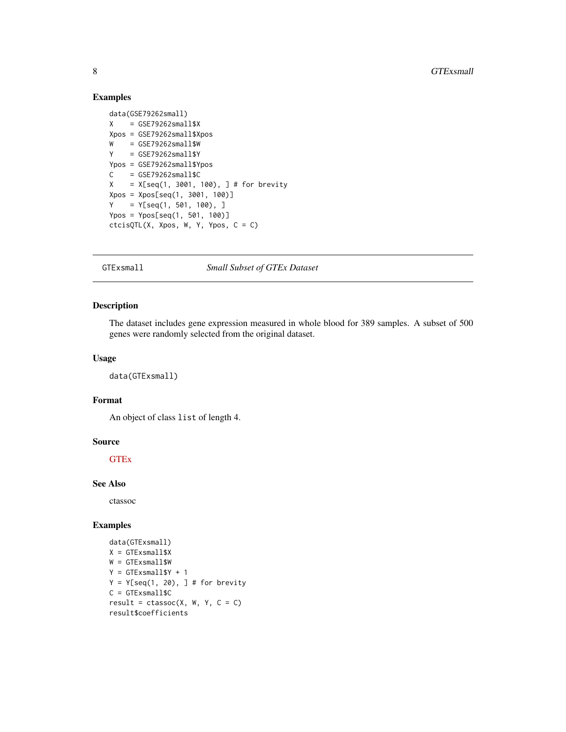## Examples

```
data(GSE79262small)
X    = GSE79262small$X
Xpos = GSE79262small$Xpos
W    = GSE79262small$W
Y    = GSE79262small$Y
Ypos = GSE79262small$Ypos
C    = GSE79262small$C
X    = X[seq(1, 3001, 100), ] # for brevity
Xpos = Xpos[seq(1, 3001, 100)]
Y    = Y[seq(1, 501, 100), ]
Ypos = Ypos[seq(1, 501, 100)]
ctcisQTL(X, Xpos, W, Y, Ypos, C = C)
```

---

# GTExsmall — *Small Subset of GTEx Dataset*

## Description

The dataset includes gene expression measured in whole blood for 389 samples. A subset of 500 genes were randomly selected from the original dataset.

## Usage

```
data(GTExsmall)
```

## Format

An object of class `list` of length 4.

## Source

GTEx

## See Also

ctassoc

## Examples

```
data(GTExsmall)
X = GTExsmall$X
W = GTExsmall$W
Y = GTExsmall$Y + 1
Y = Y[seq(1, 20), ] # for brevity
C = GTExsmall$C
result = ctassoc(X, W, Y, C = C)
result$coefficients
```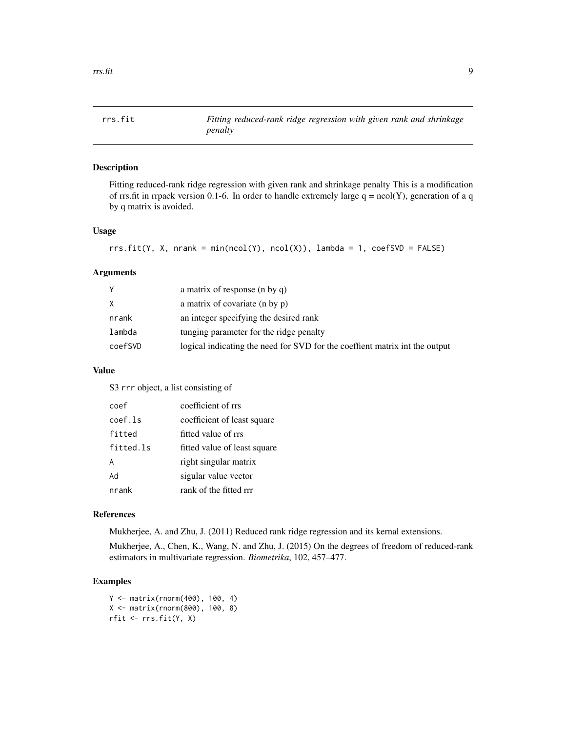# rrs.fit — *Fitting reduced-rank ridge regression with given rank and shrinkage penalty*

## Description

Fitting reduced-rank ridge regression with given rank and shrinkage penalty This is a modification of rrs.fit in rrpack version 0.1-6. In order to handle extremely large q = ncol(Y), generation of a q by q matrix is avoided.

## Usage

```
rrs.fit(Y, X, nrank = min(ncol(Y), ncol(X)), lambda = 1, coefSVD = FALSE)
```

## Arguments

| | |
|---|---|
| `Y` | a matrix of response (n by q) |
| `X` | a matrix of covariate (n by p) |
| `nrank` | an integer specifying the desired rank |
| `lambda` | tunging parameter for the ridge penalty |
| `coefSVD` | logical indicating the need for SVD for the coeffient matrix int the output |

## Value

S3 `rrr` object, a list consisting of

| | |
|---|---|
| `coef` | coefficient of rrs |
| `coef.ls` | coefficient of least square |
| `fitted` | fitted value of rrs |
| `fitted.ls` | fitted value of least square |
| `A` | right singular matrix |
| `Ad` | sigular value vector |
| `nrank` | rank of the fitted rrr |

## References

Mukherjee, A. and Zhu, J. (2011) Reduced rank ridge regression and its kernal extensions.

Mukherjee, A., Chen, K., Wang, N. and Zhu, J. (2015) On the degrees of freedom of reduced-rank estimators in multivariate regression. *Biometrika*, 102, 457–477.

## Examples

```
Y <- matrix(rnorm(400), 100, 4)
X <- matrix(rnorm(800), 100, 8)
rfit <- rrs.fit(Y, X)
```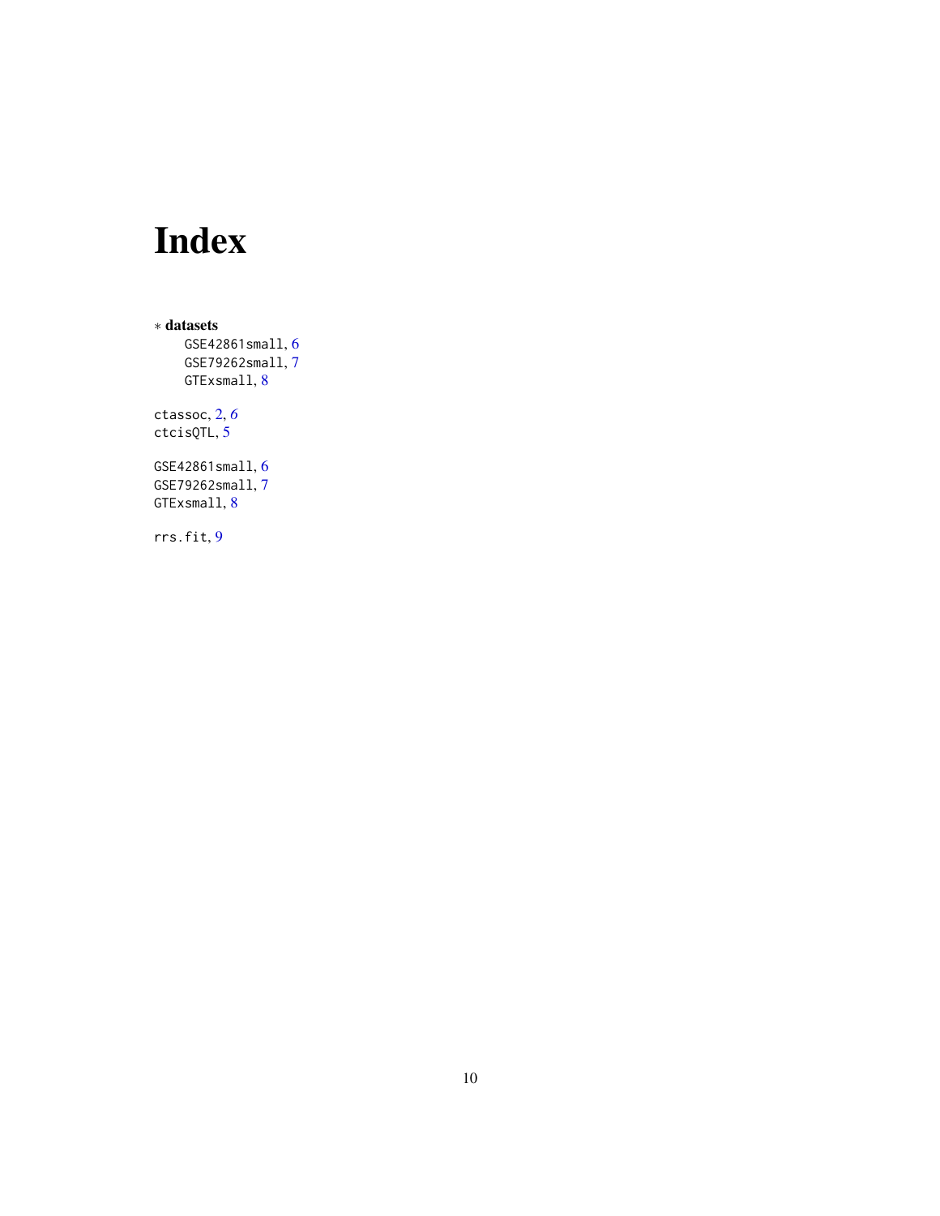# Index

* **datasets**
    GSE42861small, 6
    GSE79262small, 7
    GTExsmall, 8

ctassoc, 2, *6*
ctcisQTL, 5

GSE42861small, 6
GSE79262small, 7
GTExsmall, 8

rrs.fit, 9